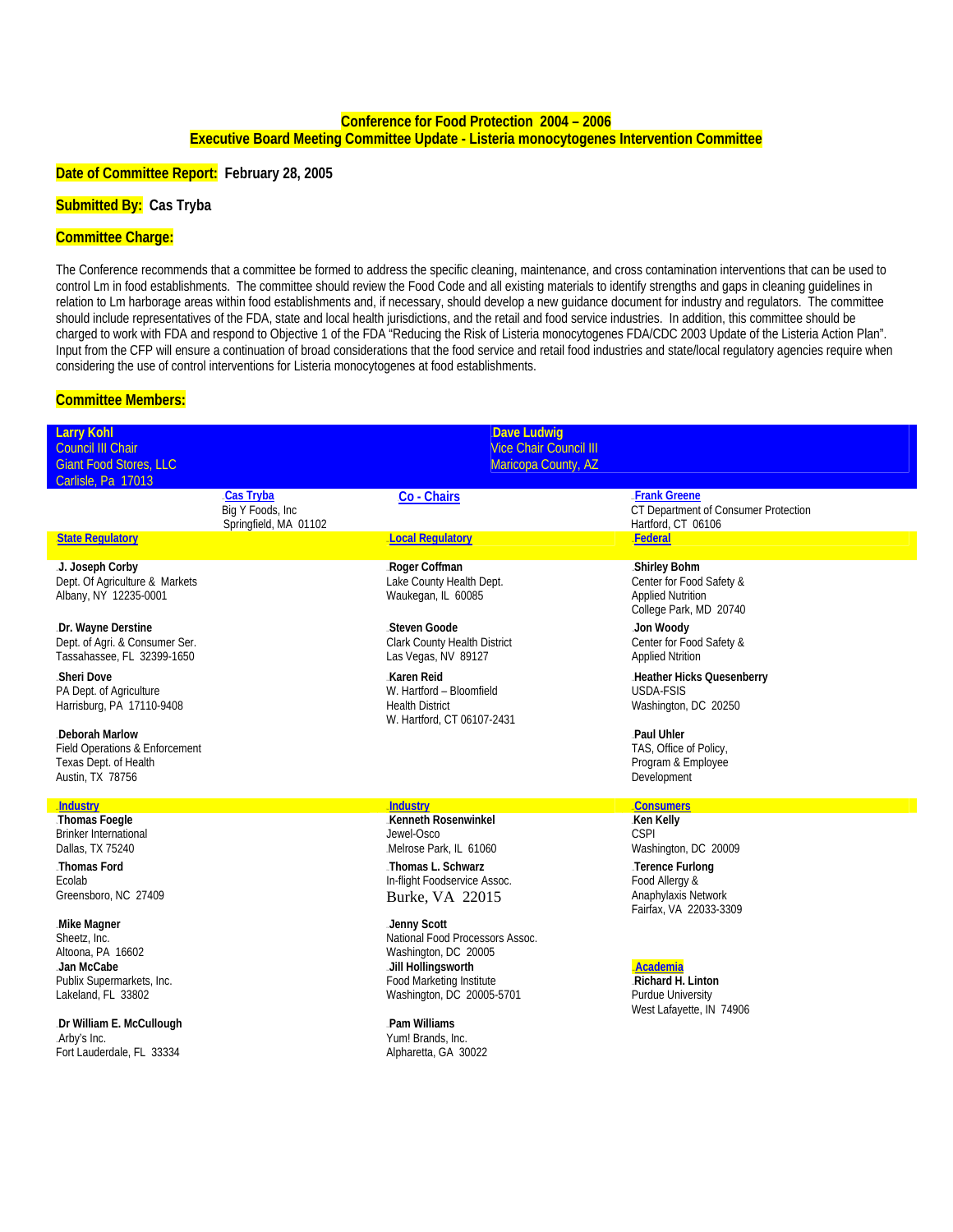# Conference for Food Protection 2004 – 2006
## Executive Board Meeting Committee Update - Listeria monocytogenes Intervention Committee

**Date of Committee Report:** **February 28, 2005**

**Submitted By:** **Cas Tryba**

**Committee Charge:**

The Conference recommends that a committee be formed to address the specific cleaning, maintenance, and cross contamination interventions that can be used to control Lm in food establishments. The committee should review the Food Code and all existing materials to identify strengths and gaps in cleaning guidelines in relation to Lm harborage areas within food establishments and, if necessary, should develop a new guidance document for industry and regulators. The committee should include representatives of the FDA, state and local health jurisdictions, and the retail and food service industries. In addition, this committee should be charged to work with FDA and respond to Objective 1 of the FDA "Reducing the Risk of Listeria monocytogenes FDA/CDC 2003 Update of the Listeria Action Plan". Input from the CFP will ensure a continuation of broad considerations that the food service and retail food industries and state/local regulatory agencies require when considering the use of control interventions for Listeria monocytogenes at food establishments.

**Committee Members:**

**Larry Kohl**
Council III Chair
Giant Food Stores, LLC
Carlisle, Pa 17013

**Dave Ludwig**
Vice Chair Council III
Maricopa County, AZ

**Co - Chairs**

**Cas Tryba**
Big Y Foods, Inc
Springfield, MA 01102

**Frank Greene**
CT Department of Consumer Protection
Hartford, CT 06106

| State Regulatory | Local Regulatory | Federal |
|---|---|---|
| **J. Joseph Corby**<br>Dept. Of Agriculture & Markets<br>Albany, NY 12235-0001 | **Roger Coffman**<br>Lake County Health Dept.<br>Waukegan, IL 60085 | **Shirley Bohm**<br>Center for Food Safety &<br>Applied Nutrition<br>College Park, MD 20740 |
| **Dr. Wayne Derstine**<br>Dept. of Agri. & Consumer Ser.<br>Tassahassee, FL 32399-1650 | **Steven Goode**<br>Clark County Health District<br>Las Vegas, NV 89127 | **Jon Woody**<br>Center for Food Safety &<br>Applied Ntrition |
| **Sheri Dove**<br>PA Dept. of Agriculture<br>Harrisburg, PA 17110-9408 | **Karen Reid**<br>W. Hartford – Bloomfield<br>Health District<br>W. Hartford, CT 06107-2431 | **Heather Hicks Quesenberry**<br>USDA-FSIS<br>Washington, DC 20250 |
| **Deborah Marlow**<br>Field Operations & Enforcement<br>Texas Dept. of Health<br>Austin, TX 78756 | | **Paul Uhler**<br>TAS, Office of Policy,<br>Program & Employee<br>Development |

| Industry | Industry | Consumers |
|---|---|---|
| **Thomas Foegle**<br>Brinker International<br>Dallas, TX 75240 | **Kenneth Rosenwinkel**<br>Jewel-Osco<br>Melrose Park, IL 61060 | **Ken Kelly**<br>CSPI<br>Washington, DC 20009 |
| **Thomas Ford**<br>Ecolab<br>Greensboro, NC 27409 | **Thomas L. Schwarz**<br>In-flight Foodservice Assoc.<br>Burke, VA 22015 | **Terence Furlong**<br>Food Allergy &<br>Anaphylaxis Network<br>Fairfax, VA 22033-3309 |
| **Mike Magner**<br>Sheetz, Inc.<br>Altoona, PA 16602 | **Jenny Scott**<br>National Food Processors Assoc.<br>Washington, DC 20005 | |
| **Jan McCabe**<br>Publix Supermarkets, Inc.<br>Lakeland, FL 33802 | **Jill Hollingsworth**<br>Food Marketing Institute<br>Washington, DC 20005-5701 | **Academia**<br>**Richard H. Linton**<br>Purdue University<br>West Lafayette, IN 74906 |
| **Dr William E. McCullough**<br>Arby's Inc.<br>Fort Lauderdale, FL 33334 | **Pam Williams**<br>Yum! Brands, Inc.<br>Alpharetta, GA 30022 | |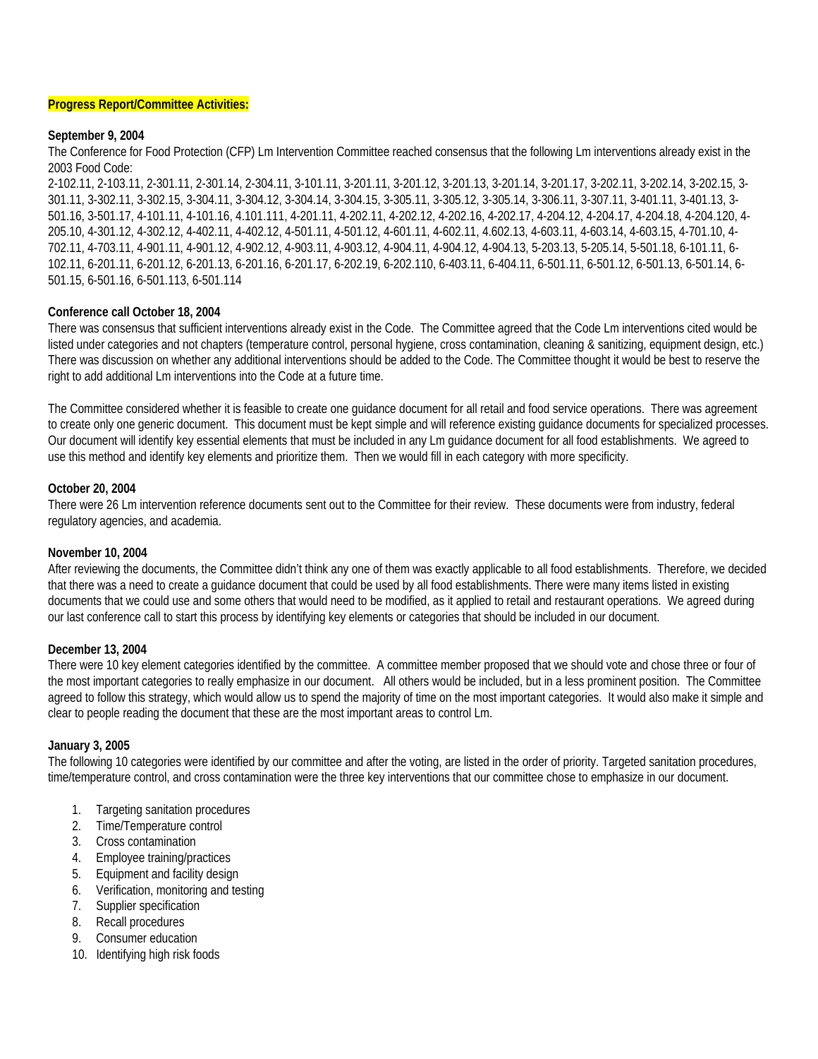**Progress Report/Committee Activities:**

**September 9, 2004**

The Conference for Food Protection (CFP) Lm Intervention Committee reached consensus that the following Lm interventions already exist in the 2003 Food Code:

2-102.11, 2-103.11, 2-301.11, 2-301.14, 2-304.11, 3-101.11, 3-201.11, 3-201.12, 3-201.13, 3-201.14, 3-201.17, 3-202.11, 3-202.14, 3-202.15, 3-301.11, 3-302.11, 3-302.15, 3-304.11, 3-304.12, 3-304.14, 3-304.15, 3-305.11, 3-305.12, 3-305.14, 3-306.11, 3-307.11, 3-401.11, 3-401.13, 3-501.16, 3-501.17, 4-101.11, 4-101.16, 4.101.111, 4-201.11, 4-202.11, 4-202.12, 4-202.16, 4-202.17, 4-204.12, 4-204.17, 4-204.18, 4-204.120, 4-205.10, 4-301.12, 4-302.12, 4-402.11, 4-402.12, 4-501.11, 4-501.12, 4-601.11, 4-602.11, 4.602.13, 4-603.11, 4-603.14, 4-603.15, 4-701.10, 4-702.11, 4-703.11, 4-901.11, 4-901.12, 4-902.12, 4-903.11, 4-903.12, 4-904.11, 4-904.12, 4-904.13, 5-203.13, 5-205.14, 5-501.18, 6-101.11, 6-102.11, 6-201.11, 6-201.12, 6-201.13, 6-201.16, 6-201.17, 6-202.19, 6-202.110, 6-403.11, 6-404.11, 6-501.11, 6-501.12, 6-501.13, 6-501.14, 6-501.15, 6-501.16, 6-501.113, 6-501.114

**Conference call October 18, 2004**

There was consensus that sufficient interventions already exist in the Code. The Committee agreed that the Code Lm interventions cited would be listed under categories and not chapters (temperature control, personal hygiene, cross contamination, cleaning & sanitizing, equipment design, etc.) There was discussion on whether any additional interventions should be added to the Code. The Committee thought it would be best to reserve the right to add additional Lm interventions into the Code at a future time.

The Committee considered whether it is feasible to create one guidance document for all retail and food service operations. There was agreement to create only one generic document. This document must be kept simple and will reference existing guidance documents for specialized processes. Our document will identify key essential elements that must be included in any Lm guidance document for all food establishments. We agreed to use this method and identify key elements and prioritize them. Then we would fill in each category with more specificity.

**October 20, 2004**

There were 26 Lm intervention reference documents sent out to the Committee for their review. These documents were from industry, federal regulatory agencies, and academia.

**November 10, 2004**

After reviewing the documents, the Committee didn't think any one of them was exactly applicable to all food establishments. Therefore, we decided that there was a need to create a guidance document that could be used by all food establishments. There were many items listed in existing documents that we could use and some others that would need to be modified, as it applied to retail and restaurant operations. We agreed during our last conference call to start this process by identifying key elements or categories that should be included in our document.

**December 13, 2004**

There were 10 key element categories identified by the committee. A committee member proposed that we should vote and chose three or four of the most important categories to really emphasize in our document. All others would be included, but in a less prominent position. The Committee agreed to follow this strategy, which would allow us to spend the majority of time on the most important categories. It would also make it simple and clear to people reading the document that these are the most important areas to control Lm.

**January 3, 2005**

The following 10 categories were identified by our committee and after the voting, are listed in the order of priority. Targeted sanitation procedures, time/temperature control, and cross contamination were the three key interventions that our committee chose to emphasize in our document.

1. Targeting sanitation procedures
2. Time/Temperature control
3. Cross contamination
4. Employee training/practices
5. Equipment and facility design
6. Verification, monitoring and testing
7. Supplier specification
8. Recall procedures
9. Consumer education
10. Identifying high risk foods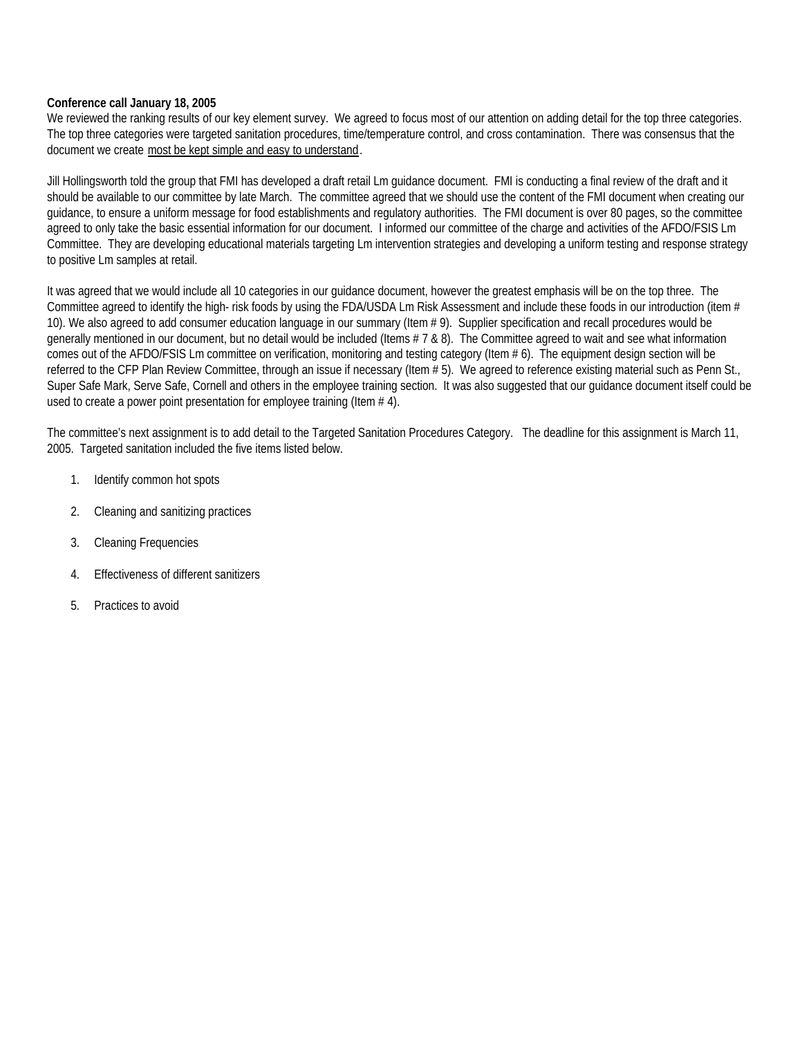**Conference call January 18, 2005**

We reviewed the ranking results of our key element survey. We agreed to focus most of our attention on adding detail for the top three categories. The top three categories were targeted sanitation procedures, time/temperature control, and cross contamination. There was consensus that the document we create most be kept simple and easy to understand.

Jill Hollingsworth told the group that FMI has developed a draft retail Lm guidance document. FMI is conducting a final review of the draft and it should be available to our committee by late March. The committee agreed that we should use the content of the FMI document when creating our guidance, to ensure a uniform message for food establishments and regulatory authorities. The FMI document is over 80 pages, so the committee agreed to only take the basic essential information for our document. I informed our committee of the charge and activities of the AFDO/FSIS Lm Committee. They are developing educational materials targeting Lm intervention strategies and developing a uniform testing and response strategy to positive Lm samples at retail.

It was agreed that we would include all 10 categories in our guidance document, however the greatest emphasis will be on the top three. The Committee agreed to identify the high- risk foods by using the FDA/USDA Lm Risk Assessment and include these foods in our introduction (item # 10). We also agreed to add consumer education language in our summary (Item # 9). Supplier specification and recall procedures would be generally mentioned in our document, but no detail would be included (Items # 7 & 8). The Committee agreed to wait and see what information comes out of the AFDO/FSIS Lm committee on verification, monitoring and testing category (Item # 6). The equipment design section will be referred to the CFP Plan Review Committee, through an issue if necessary (Item # 5). We agreed to reference existing material such as Penn St., Super Safe Mark, Serve Safe, Cornell and others in the employee training section. It was also suggested that our guidance document itself could be used to create a power point presentation for employee training (Item # 4).

The committee's next assignment is to add detail to the Targeted Sanitation Procedures Category. The deadline for this assignment is March 11, 2005. Targeted sanitation included the five items listed below.

1. Identify common hot spots
2. Cleaning and sanitizing practices
3. Cleaning Frequencies
4. Effectiveness of different sanitizers
5. Practices to avoid